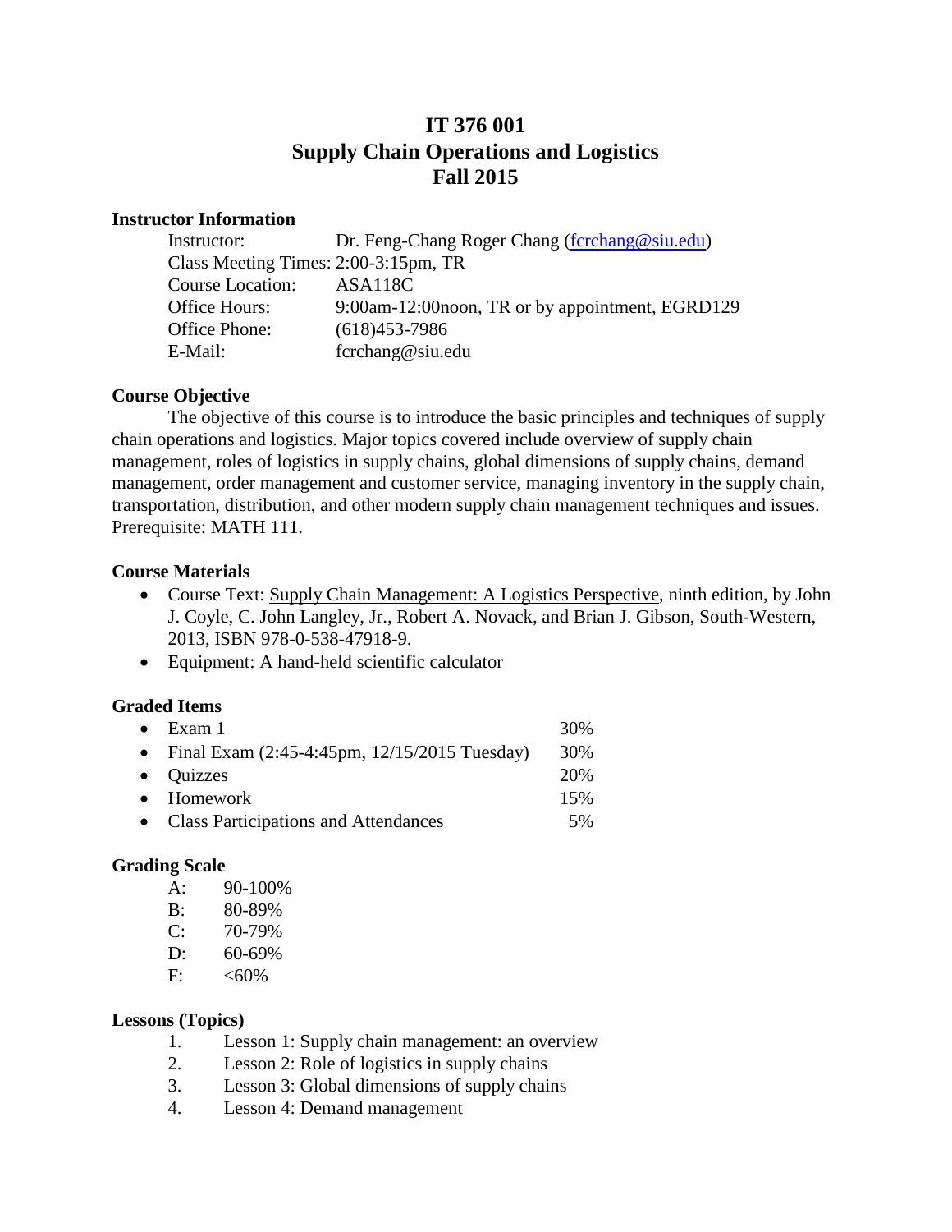# IT 376 001
# Supply Chain Operations and Logistics
# Fall 2015

## Instructor Information

Instructor: Dr. Feng-Chang Roger Chang (fcrchang@siu.edu)
Class Meeting Times: 2:00-3:15pm, TR
Course Location: ASA118C
Office Hours: 9:00am-12:00noon, TR or by appointment, EGRD129
Office Phone: (618)453-7986
E-Mail: fcrchang@siu.edu

## Course Objective

The objective of this course is to introduce the basic principles and techniques of supply chain operations and logistics. Major topics covered include overview of supply chain management, roles of logistics in supply chains, global dimensions of supply chains, demand management, order management and customer service, managing inventory in the supply chain, transportation, distribution, and other modern supply chain management techniques and issues. Prerequisite: MATH 111.

## Course Materials

- Course Text: Supply Chain Management: A Logistics Perspective, ninth edition, by John J. Coyle, C. John Langley, Jr., Robert A. Novack, and Brian J. Gibson, South-Western, 2013, ISBN 978-0-538-47918-9.
- Equipment: A hand-held scientific calculator

## Graded Items

- Exam 1 — 30%
- Final Exam (2:45-4:45pm, 12/15/2015 Tuesday) — 30%
- Quizzes — 20%
- Homework — 15%
- Class Participations and Attendances — 5%

## Grading Scale

A: 90-100%
B: 80-89%
C: 70-79%
D: 60-69%
F: <60%

## Lessons (Topics)

1. Lesson 1: Supply chain management: an overview
2. Lesson 2: Role of logistics in supply chains
3. Lesson 3: Global dimensions of supply chains
4. Lesson 4: Demand management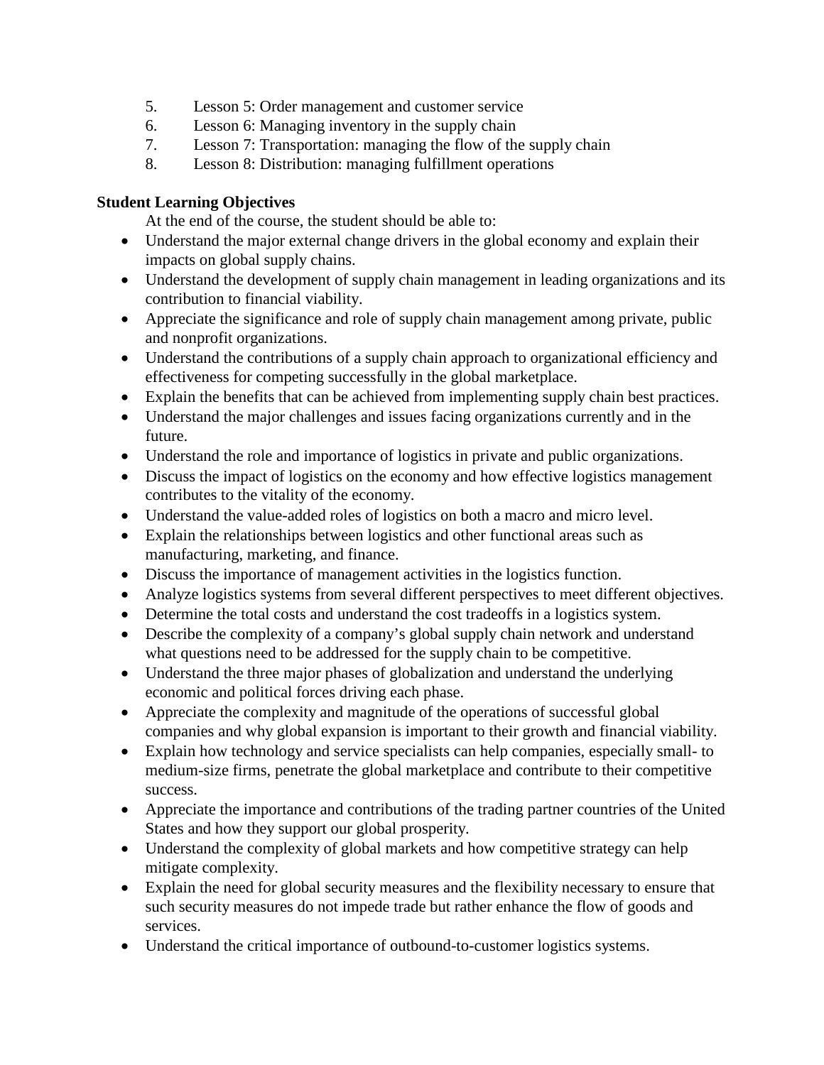5. Lesson 5: Order management and customer service
6. Lesson 6: Managing inventory in the supply chain
7. Lesson 7: Transportation: managing the flow of the supply chain
8. Lesson 8: Distribution: managing fulfillment operations

**Student Learning Objectives**

At the end of the course, the student should be able to:

- Understand the major external change drivers in the global economy and explain their impacts on global supply chains.
- Understand the development of supply chain management in leading organizations and its contribution to financial viability.
- Appreciate the significance and role of supply chain management among private, public and nonprofit organizations.
- Understand the contributions of a supply chain approach to organizational efficiency and effectiveness for competing successfully in the global marketplace.
- Explain the benefits that can be achieved from implementing supply chain best practices.
- Understand the major challenges and issues facing organizations currently and in the future.
- Understand the role and importance of logistics in private and public organizations.
- Discuss the impact of logistics on the economy and how effective logistics management contributes to the vitality of the economy.
- Understand the value-added roles of logistics on both a macro and micro level.
- Explain the relationships between logistics and other functional areas such as manufacturing, marketing, and finance.
- Discuss the importance of management activities in the logistics function.
- Analyze logistics systems from several different perspectives to meet different objectives.
- Determine the total costs and understand the cost tradeoffs in a logistics system.
- Describe the complexity of a company's global supply chain network and understand what questions need to be addressed for the supply chain to be competitive.
- Understand the three major phases of globalization and understand the underlying economic and political forces driving each phase.
- Appreciate the complexity and magnitude of the operations of successful global companies and why global expansion is important to their growth and financial viability.
- Explain how technology and service specialists can help companies, especially small- to medium-size firms, penetrate the global marketplace and contribute to their competitive success.
- Appreciate the importance and contributions of the trading partner countries of the United States and how they support our global prosperity.
- Understand the complexity of global markets and how competitive strategy can help mitigate complexity.
- Explain the need for global security measures and the flexibility necessary to ensure that such security measures do not impede trade but rather enhance the flow of goods and services.
- Understand the critical importance of outbound-to-customer logistics systems.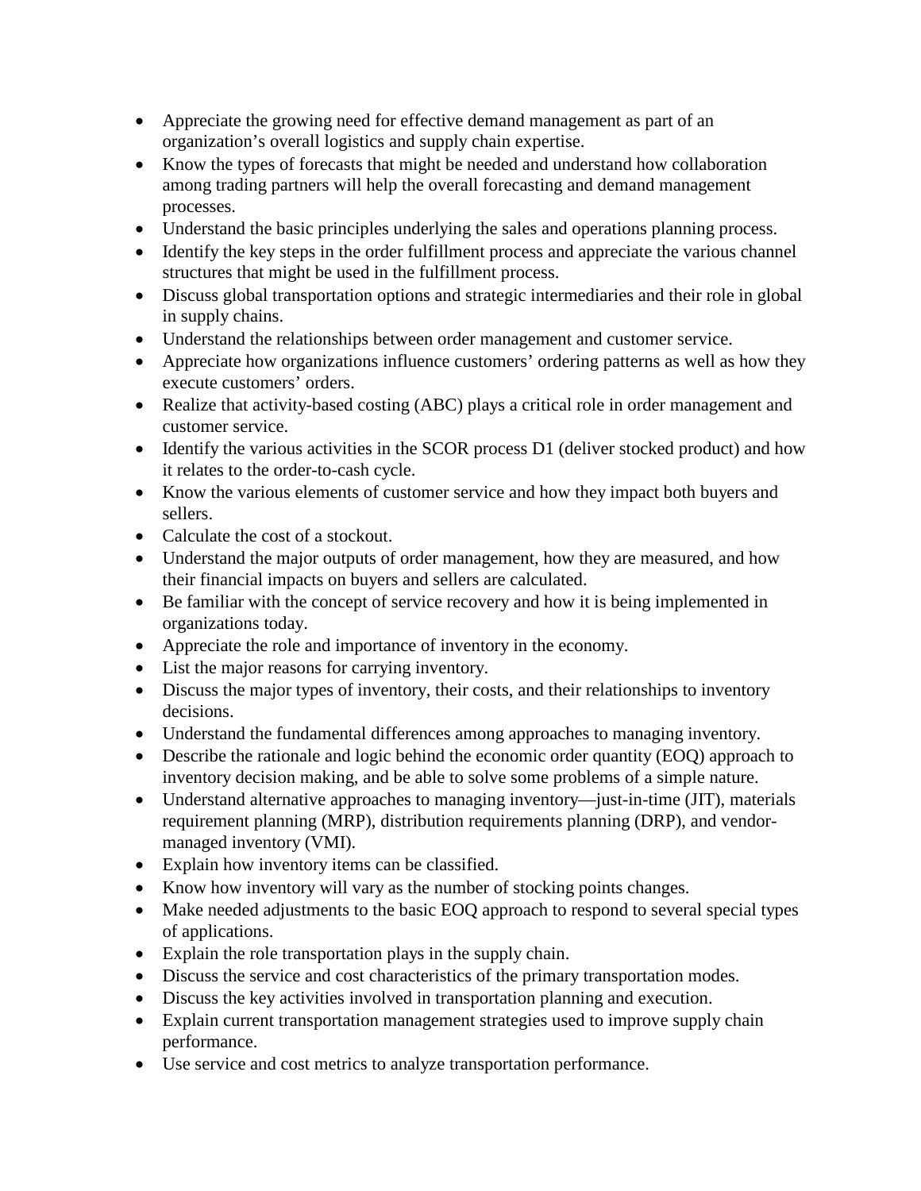- Appreciate the growing need for effective demand management as part of an organization's overall logistics and supply chain expertise.
- Know the types of forecasts that might be needed and understand how collaboration among trading partners will help the overall forecasting and demand management processes.
- Understand the basic principles underlying the sales and operations planning process.
- Identify the key steps in the order fulfillment process and appreciate the various channel structures that might be used in the fulfillment process.
- Discuss global transportation options and strategic intermediaries and their role in global in supply chains.
- Understand the relationships between order management and customer service.
- Appreciate how organizations influence customers' ordering patterns as well as how they execute customers' orders.
- Realize that activity-based costing (ABC) plays a critical role in order management and customer service.
- Identify the various activities in the SCOR process D1 (deliver stocked product) and how it relates to the order-to-cash cycle.
- Know the various elements of customer service and how they impact both buyers and sellers.
- Calculate the cost of a stockout.
- Understand the major outputs of order management, how they are measured, and how their financial impacts on buyers and sellers are calculated.
- Be familiar with the concept of service recovery and how it is being implemented in organizations today.
- Appreciate the role and importance of inventory in the economy.
- List the major reasons for carrying inventory.
- Discuss the major types of inventory, their costs, and their relationships to inventory decisions.
- Understand the fundamental differences among approaches to managing inventory.
- Describe the rationale and logic behind the economic order quantity (EOQ) approach to inventory decision making, and be able to solve some problems of a simple nature.
- Understand alternative approaches to managing inventory—just-in-time (JIT), materials requirement planning (MRP), distribution requirements planning (DRP), and vendor-managed inventory (VMI).
- Explain how inventory items can be classified.
- Know how inventory will vary as the number of stocking points changes.
- Make needed adjustments to the basic EOQ approach to respond to several special types of applications.
- Explain the role transportation plays in the supply chain.
- Discuss the service and cost characteristics of the primary transportation modes.
- Discuss the key activities involved in transportation planning and execution.
- Explain current transportation management strategies used to improve supply chain performance.
- Use service and cost metrics to analyze transportation performance.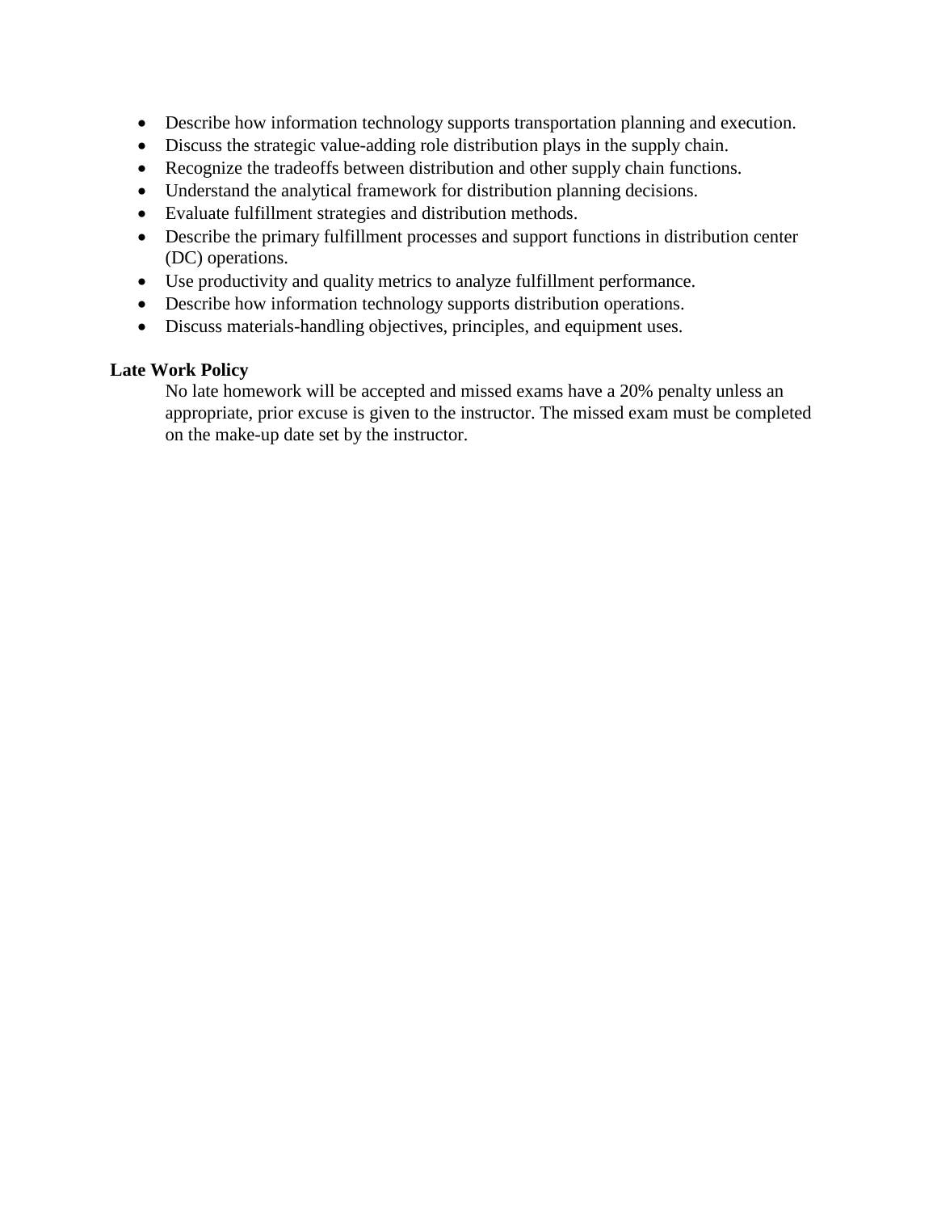- Describe how information technology supports transportation planning and execution.
- Discuss the strategic value-adding role distribution plays in the supply chain.
- Recognize the tradeoffs between distribution and other supply chain functions.
- Understand the analytical framework for distribution planning decisions.
- Evaluate fulfillment strategies and distribution methods.
- Describe the primary fulfillment processes and support functions in distribution center (DC) operations.
- Use productivity and quality metrics to analyze fulfillment performance.
- Describe how information technology supports distribution operations.
- Discuss materials-handling objectives, principles, and equipment uses.

**Late Work Policy**

No late homework will be accepted and missed exams have a 20% penalty unless an appropriate, prior excuse is given to the instructor. The missed exam must be completed on the make-up date set by the instructor.